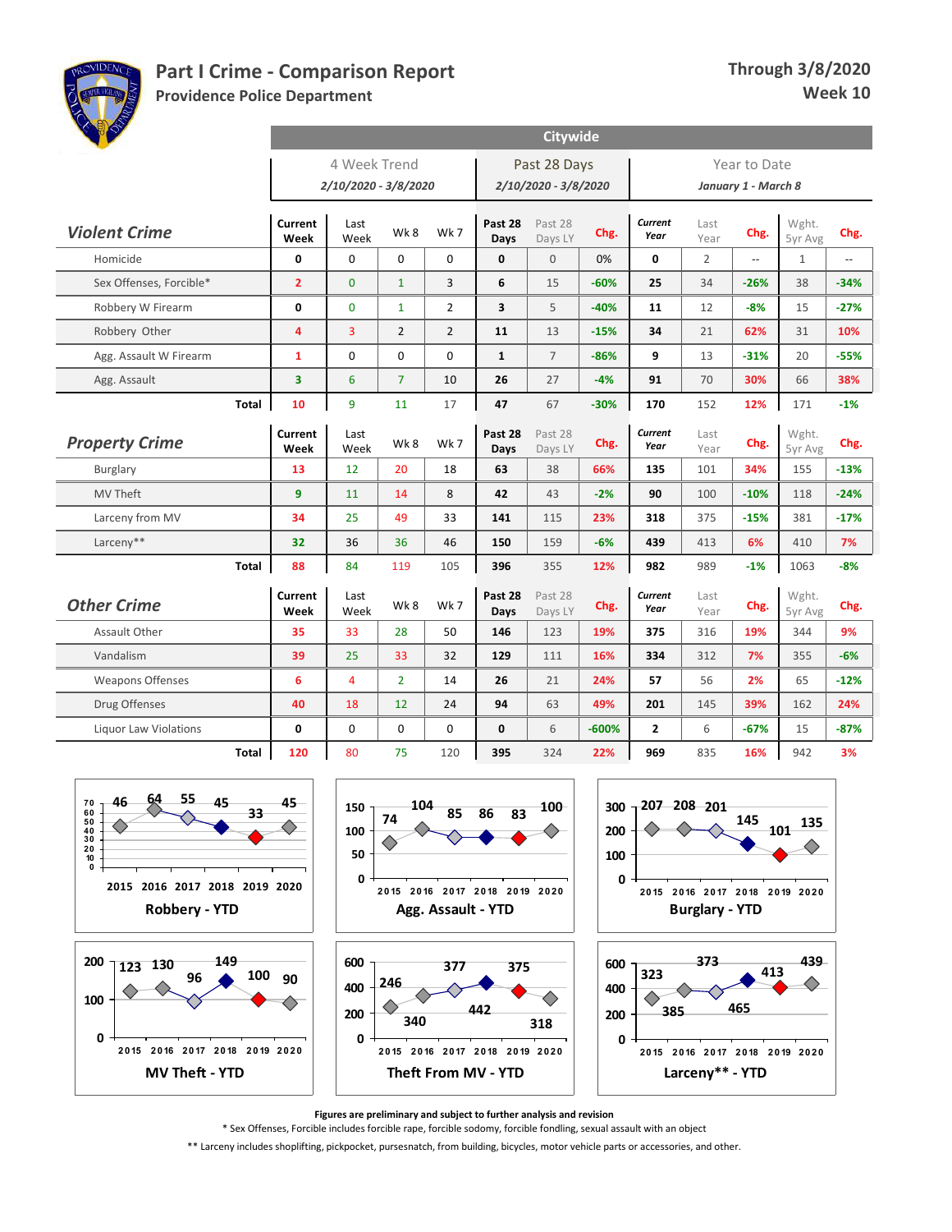# Part I Crime - Comparison Report

**Providence Police Department**

**Through 3/8/2020**
**Week 10**

## Citywide

| | 4 Week Trend | | | | Past 28 Days | | | Year to Date | | | | |
|---|---|---|---|---|---|---|---|---|---|---|---|---|
| | *2/10/2020 - 3/8/2020* | | | | *2/10/2020 - 3/8/2020* | | | *January 1 - March 8* | | | | |
| **Violent Crime** | Current Week | Last Week | Wk 8 | Wk 7 | Past 28 Days | Past 28 Days LY | Chg. | Current Year | Last Year | Chg. | Wght. 5yr Avg | Chg. |
| Homicide | 0 | 0 | 0 | 0 | 0 | 0 | 0% | 0 | 2 | -- | 1 | -- |
| Sex Offenses, Forcible* | 2 | 0 | 1 | 3 | 6 | 15 | -60% | 25 | 34 | -26% | 38 | -34% |
| Robbery W Firearm | 0 | 0 | 1 | 2 | 3 | 5 | -40% | 11 | 12 | -8% | 15 | -27% |
| Robbery Other | 4 | 3 | 2 | 2 | 11 | 13 | -15% | 34 | 21 | 62% | 31 | 10% |
| Agg. Assault W Firearm | 1 | 0 | 0 | 0 | 1 | 7 | -86% | 9 | 13 | -31% | 20 | -55% |
| Agg. Assault | 3 | 6 | 7 | 10 | 26 | 27 | -4% | 91 | 70 | 30% | 66 | 38% |
| **Total** | 10 | 9 | 11 | 17 | 47 | 67 | -30% | 170 | 152 | 12% | 171 | -1% |
| **Property Crime** | Current Week | Last Week | Wk 8 | Wk 7 | Past 28 Days | Past 28 Days LY | Chg. | Current Year | Last Year | Chg. | Wght. 5yr Avg | Chg. |
| Burglary | 13 | 12 | 20 | 18 | 63 | 38 | 66% | 135 | 101 | 34% | 155 | -13% |
| MV Theft | 9 | 11 | 14 | 8 | 42 | 43 | -2% | 90 | 100 | -10% | 118 | -24% |
| Larceny from MV | 34 | 25 | 49 | 33 | 141 | 115 | 23% | 318 | 375 | -15% | 381 | -17% |
| Larceny** | 32 | 36 | 36 | 46 | 150 | 159 | -6% | 439 | 413 | 6% | 410 | 7% |
| **Total** | 88 | 84 | 119 | 105 | 396 | 355 | 12% | 982 | 989 | -1% | 1063 | -8% |
| **Other Crime** | Current Week | Last Week | Wk 8 | Wk 7 | Past 28 Days | Past 28 Days LY | Chg. | Current Year | Last Year | Chg. | Wght. 5yr Avg | Chg. |
| Assault Other | 35 | 33 | 28 | 50 | 146 | 123 | 19% | 375 | 316 | 19% | 344 | 9% |
| Vandalism | 39 | 25 | 33 | 32 | 129 | 111 | 16% | 334 | 312 | 7% | 355 | -6% |
| Weapons Offenses | 6 | 4 | 2 | 14 | 26 | 21 | 24% | 57 | 56 | 2% | 65 | -12% |
| Drug Offenses | 40 | 18 | 12 | 24 | 94 | 63 | 49% | 201 | 145 | 39% | 162 | 24% |
| Liquor Law Violations | 0 | 0 | 0 | 0 | 0 | 6 | -600% | 2 | 6 | -67% | 15 | -87% |
| **Total** | 120 | 80 | 75 | 120 | 395 | 324 | 22% | 969 | 835 | 16% | 942 | 3% |

| Year | Robbery - YTD | Agg. Assault - YTD | Burglary - YTD | MV Theft - YTD | Theft From MV - YTD | Larceny** - YTD |
|---|---|---|---|---|---|---|
| 2015 | 46 | 74 | 207 | 123 | 246 | 323 |
| 2016 | 64 | 104 | 208 | 130 | 340 | 385 |
| 2017 | 55 | 85 | 201 | 96 | 377 | 373 |
| 2018 | 45 | 86 | 145 | 149 | 442 | 465 |
| 2019 | 33 | 83 | 101 | 100 | 375 | 413 |
| 2020 | 45 | 100 | 135 | 90 | 318 | 439 |

**Figures are preliminary and subject to further analysis and revision**

\* Sex Offenses, Forcible includes forcible rape, forcible sodomy, forcible fondling, sexual assault with an object

** Larceny includes shoplifting, pickpocket, pursesnatch, from building, bicycles, motor vehicle parts or accessories, and other.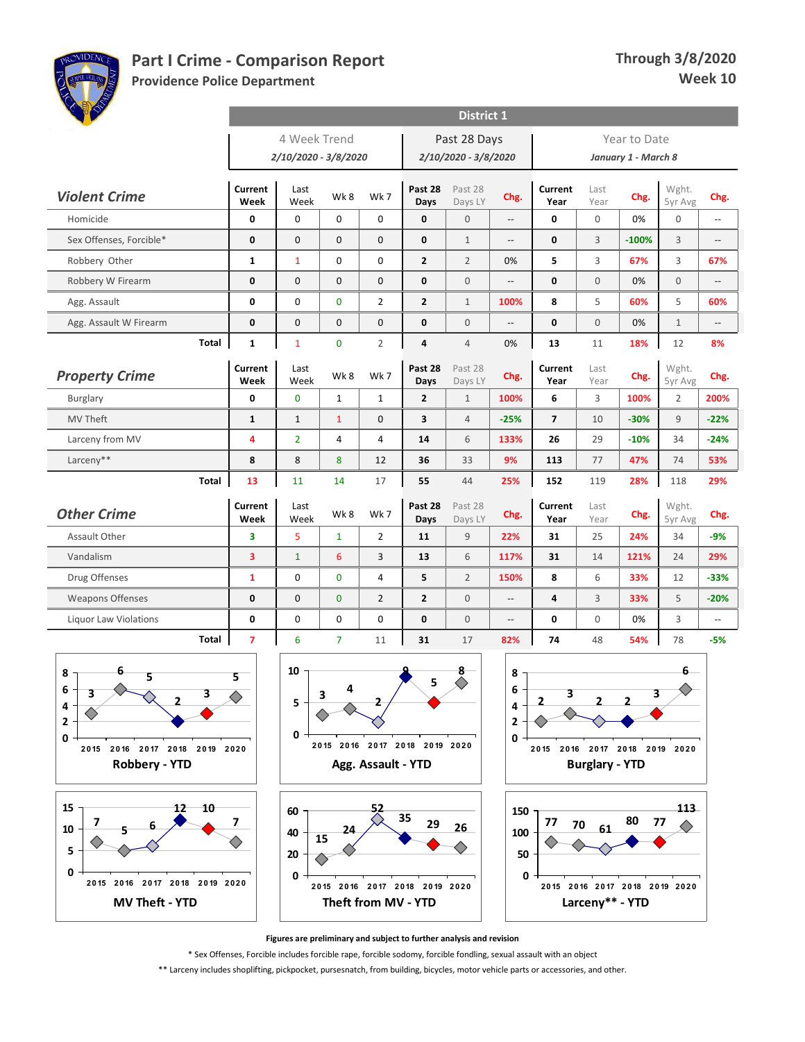# Part I Crime - Comparison Report

**Providence Police Department**

**Through 3/8/2020**
**Week 10**

## District 1

| | 4 Week Trend (2/10/2020 - 3/8/2020) | | | | Past 28 Days (2/10/2020 - 3/8/2020) | | | Year to Date (January 1 - March 8) | | | | |
|---|---|---|---|---|---|---|---|---|---|---|---|---|
| **Violent Crime** | Current Week | Last Week | Wk 8 | Wk 7 | Past 28 Days | Past 28 Days LY | Chg. | Current Year | Last Year | Chg. | Wght. 5yr Avg | Chg. |
| Homicide | 0 | 0 | 0 | 0 | 0 | 0 | -- | 0 | 0 | 0% | 0 | -- |
| Sex Offenses, Forcible* | 0 | 0 | 0 | 0 | 0 | 1 | -- | 0 | 3 | -100% | 3 | -- |
| Robbery Other | 1 | 1 | 0 | 0 | 2 | 2 | 0% | 5 | 3 | 67% | 3 | 67% |
| Robbery W Firearm | 0 | 0 | 0 | 0 | 0 | 0 | -- | 0 | 0 | 0% | 0 | -- |
| Agg. Assault | 0 | 0 | 0 | 2 | 2 | 1 | 100% | 8 | 5 | 60% | 5 | 60% |
| Agg. Assault W Firearm | 0 | 0 | 0 | 0 | 0 | 0 | -- | 0 | 0 | 0% | 1 | -- |
| **Total** | 1 | 1 | 0 | 2 | 4 | 4 | 0% | 13 | 11 | 18% | 12 | 8% |
| **Property Crime** | Current Week | Last Week | Wk 8 | Wk 7 | Past 28 Days | Past 28 Days LY | Chg. | Current Year | Last Year | Chg. | Wght. 5yr Avg | Chg. |
| Burglary | 0 | 0 | 1 | 1 | 2 | 1 | 100% | 6 | 3 | 100% | 2 | 200% |
| MV Theft | 1 | 1 | 1 | 0 | 3 | 4 | -25% | 7 | 10 | -30% | 9 | -22% |
| Larceny from MV | 4 | 2 | 4 | 4 | 14 | 6 | 133% | 26 | 29 | -10% | 34 | -24% |
| Larceny** | 8 | 8 | 8 | 12 | 36 | 33 | 9% | 113 | 77 | 47% | 74 | 53% |
| **Total** | 13 | 11 | 14 | 17 | 55 | 44 | 25% | 152 | 119 | 28% | 118 | 29% |
| **Other Crime** | Current Week | Last Week | Wk 8 | Wk 7 | Past 28 Days | Past 28 Days LY | Chg. | Current Year | Last Year | Chg. | Wght. 5yr Avg | Chg. |
| Assault Other | 3 | 5 | 1 | 2 | 11 | 9 | 22% | 31 | 25 | 24% | 34 | -9% |
| Vandalism | 3 | 1 | 6 | 3 | 13 | 6 | 117% | 31 | 14 | 121% | 24 | 29% |
| Drug Offenses | 1 | 0 | 0 | 4 | 5 | 2 | 150% | 8 | 6 | 33% | 12 | -33% |
| Weapons Offenses | 0 | 0 | 0 | 2 | 2 | 0 | -- | 4 | 3 | 33% | 5 | -20% |
| Liquor Law Violations | 0 | 0 | 0 | 0 | 0 | 0 | -- | 0 | 0 | 0% | 3 | -- |
| **Total** | 7 | 6 | 7 | 11 | 31 | 17 | 82% | 74 | 48 | 54% | 78 | -5% |

| YTD | 2015 | 2016 | 2017 | 2018 | 2019 | 2020 |
|---|---|---|---|---|---|---|
| Robbery - YTD | 3 | 6 | 5 | 2 | 3 | 5 |
| Agg. Assault - YTD | 3 | 4 | 2 | 9 | 5 | 8 |
| Burglary - YTD | 2 | 3 | 2 | 2 | 3 | 6 |
| MV Theft - YTD | 7 | 5 | 6 | 12 | 10 | 7 |
| Theft from MV - YTD | 15 | 24 | 52 | 35 | 29 | 26 |
| Larceny** - YTD | 77 | 70 | 61 | 80 | 77 | 113 |

**Figures are preliminary and subject to further analysis and revision**

* Sex Offenses, Forcible includes forcible rape, forcible sodomy, forcible fondling, sexual assault with an object

** Larceny includes shoplifting, pickpocket, pursesnatch, from building, bicycles, motor vehicle parts or accessories, and other.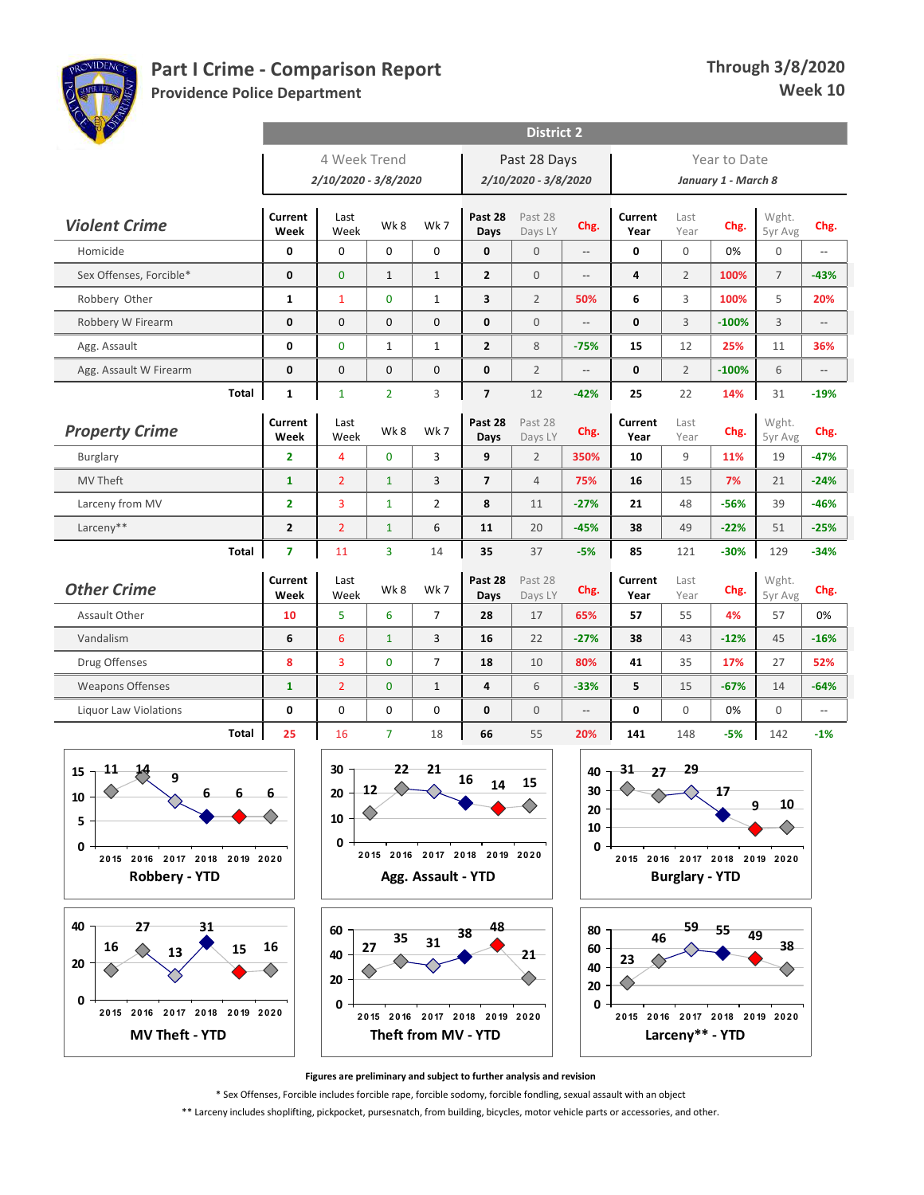# Part I Crime - Comparison Report

## Providence Police Department

**Through 3/8/2020**
**Week 10**

### District 2

| | 4 Week Trend 2/10/2020 - 3/8/2020 | | | | Past 28 Days 2/10/2020 - 3/8/2020 | | | Year to Date January 1 - March 8 | | | | |
|---|---|---|---|---|---|---|---|---|---|---|---|---|
| **Violent Crime** | Current Week | Last Week | Wk 8 | Wk 7 | Past 28 Days | Past 28 Days LY | Chg. | Current Year | Last Year | Chg. | Wght. 5yr Avg | Chg. |
| Homicide | 0 | 0 | 0 | 0 | 0 | 0 | -- | 0 | 0 | 0% | 0 | -- |
| Sex Offenses, Forcible* | 0 | 0 | 1 | 1 | 2 | 0 | -- | 4 | 2 | 100% | 7 | -43% |
| Robbery Other | 1 | 1 | 0 | 1 | 3 | 2 | 50% | 6 | 3 | 100% | 5 | 20% |
| Robbery W Firearm | 0 | 0 | 0 | 0 | 0 | 0 | -- | 0 | 3 | -100% | 3 | -- |
| Agg. Assault | 0 | 0 | 1 | 1 | 2 | 8 | -75% | 15 | 12 | 25% | 11 | 36% |
| Agg. Assault W Firearm | 0 | 0 | 0 | 0 | 0 | 2 | -- | 0 | 2 | -100% | 6 | -- |
| **Total** | 1 | 1 | 2 | 3 | 7 | 12 | -42% | 25 | 22 | 14% | 31 | -19% |
| **Property Crime** | Current Week | Last Week | Wk 8 | Wk 7 | Past 28 Days | Past 28 Days LY | Chg. | Current Year | Last Year | Chg. | Wght. 5yr Avg | Chg. |
| Burglary | 2 | 4 | 0 | 3 | 9 | 2 | 350% | 10 | 9 | 11% | 19 | -47% |
| MV Theft | 1 | 2 | 1 | 3 | 7 | 4 | 75% | 16 | 15 | 7% | 21 | -24% |
| Larceny from MV | 2 | 3 | 1 | 2 | 8 | 11 | -27% | 21 | 48 | -56% | 39 | -46% |
| Larceny** | 2 | 2 | 1 | 6 | 11 | 20 | -45% | 38 | 49 | -22% | 51 | -25% |
| **Total** | 7 | 11 | 3 | 14 | 35 | 37 | -5% | 85 | 121 | -30% | 129 | -34% |
| **Other Crime** | Current Week | Last Week | Wk 8 | Wk 7 | Past 28 Days | Past 28 Days LY | Chg. | Current Year | Last Year | Chg. | Wght. 5yr Avg | Chg. |
| Assault Other | 10 | 5 | 6 | 7 | 28 | 17 | 65% | 57 | 55 | 4% | 57 | 0% |
| Vandalism | 6 | 6 | 1 | 3 | 16 | 22 | -27% | 38 | 43 | -12% | 45 | -16% |
| Drug Offenses | 8 | 3 | 0 | 7 | 18 | 10 | 80% | 41 | 35 | 17% | 27 | 52% |
| Weapons Offenses | 1 | 2 | 0 | 1 | 4 | 6 | -33% | 5 | 15 | -67% | 14 | -64% |
| Liquor Law Violations | 0 | 0 | 0 | 0 | 0 | 0 | -- | 0 | 0 | 0% | 0 | -- |
| **Total** | 25 | 16 | 7 | 18 | 66 | 55 | 20% | 141 | 148 | -5% | 142 | -1% |

| YTD | 2015 | 2016 | 2017 | 2018 | 2019 | 2020 |
|---|---|---|---|---|---|---|
| Robbery - YTD | 11 | 14 | 9 | 6 | 6 | 6 |
| Agg. Assault - YTD | 12 | 22 | 21 | 16 | 14 | 15 |
| Burglary - YTD | 31 | 27 | 29 | 17 | 9 | 10 |
| MV Theft - YTD | 16 | 27 | 13 | 31 | 15 | 16 |
| Theft from MV - YTD | 27 | 35 | 31 | 38 | 48 | 21 |
| Larceny** - YTD | 23 | 46 | 59 | 55 | 49 | 38 |

**Figures are preliminary and subject to further analysis and revision**

* Sex Offenses, Forcible includes forcible rape, forcible sodomy, forcible fondling, sexual assault with an object

** Larceny includes shoplifting, pickpocket, pursesnatch, from building, bicycles, motor vehicle parts or accessories, and other.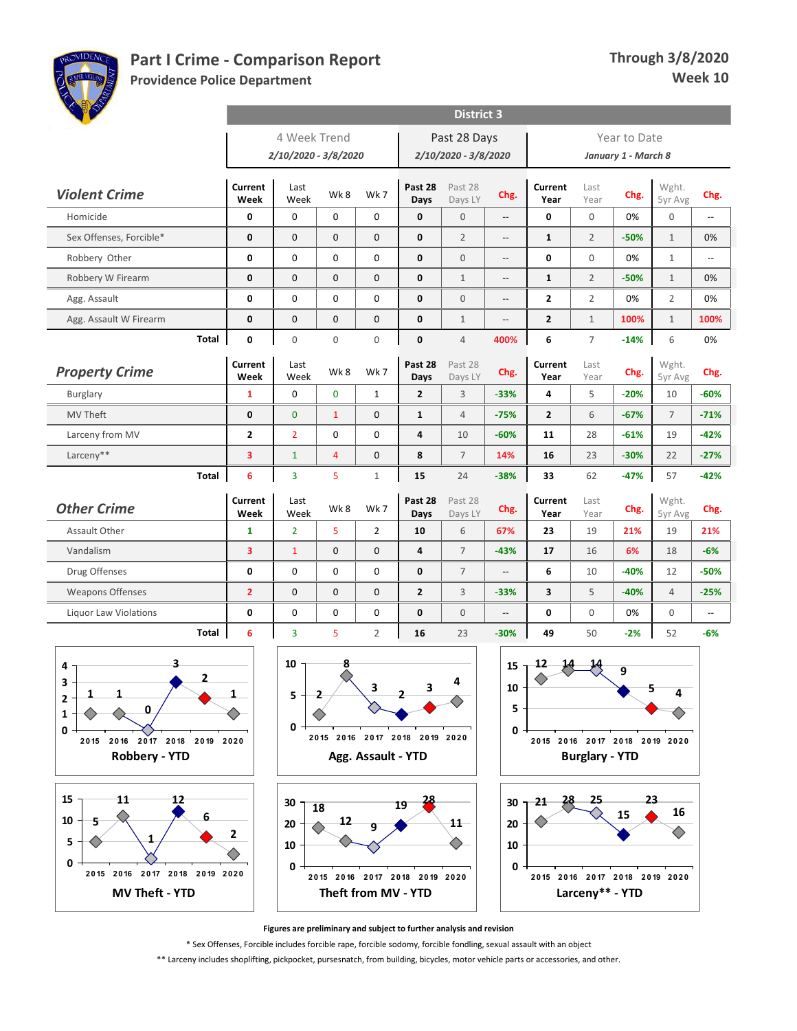# Part I Crime - Comparison Report

**Providence Police Department**

**Through 3/8/2020**
**Week 10**

## District 3

| | 4 Week Trend 2/10/2020 - 3/8/2020 | | | | Past 28 Days 2/10/2020 - 3/8/2020 | | | Year to Date January 1 - March 8 | | | | |
|---|---|---|---|---|---|---|---|---|---|---|---|---|
| **Violent Crime** | Current Week | Last Week | Wk 8 | Wk 7 | Past 28 Days | Past 28 Days LY | Chg. | Current Year | Last Year | Chg. | Wght. 5yr Avg | Chg. |
| Homicide | 0 | 0 | 0 | 0 | 0 | 0 | -- | 0 | 0 | 0% | 0 | -- |
| Sex Offenses, Forcible* | 0 | 0 | 0 | 0 | 0 | 2 | -- | 1 | 2 | -50% | 1 | 0% |
| Robbery Other | 0 | 0 | 0 | 0 | 0 | 0 | -- | 0 | 0 | 0% | 1 | -- |
| Robbery W Firearm | 0 | 0 | 0 | 0 | 0 | 1 | -- | 1 | 2 | -50% | 1 | 0% |
| Agg. Assault | 0 | 0 | 0 | 0 | 0 | 0 | -- | 2 | 2 | 0% | 2 | 0% |
| Agg. Assault W Firearm | 0 | 0 | 0 | 0 | 0 | 1 | -- | 2 | 1 | 100% | 1 | 100% |
| **Total** | 0 | 0 | 0 | 0 | 0 | 4 | 400% | 6 | 7 | -14% | 6 | 0% |
| **Property Crime** | Current Week | Last Week | Wk 8 | Wk 7 | Past 28 Days | Past 28 Days LY | Chg. | Current Year | Last Year | Chg. | Wght. 5yr Avg | Chg. |
| Burglary | 1 | 0 | 0 | 1 | 2 | 3 | -33% | 4 | 5 | -20% | 10 | -60% |
| MV Theft | 0 | 0 | 1 | 0 | 1 | 4 | -75% | 2 | 6 | -67% | 7 | -71% |
| Larceny from MV | 2 | 2 | 0 | 0 | 4 | 10 | -60% | 11 | 28 | -61% | 19 | -42% |
| Larceny** | 3 | 1 | 4 | 0 | 8 | 7 | 14% | 16 | 23 | -30% | 22 | -27% |
| **Total** | 6 | 3 | 5 | 1 | 15 | 24 | -38% | 33 | 62 | -47% | 57 | -42% |
| **Other Crime** | Current Week | Last Week | Wk 8 | Wk 7 | Past 28 Days | Past 28 Days LY | Chg. | Current Year | Last Year | Chg. | Wght. 5yr Avg | Chg. |
| Assault Other | 1 | 2 | 5 | 2 | 10 | 6 | 67% | 23 | 19 | 21% | 19 | 21% |
| Vandalism | 3 | 1 | 0 | 0 | 4 | 7 | -43% | 17 | 16 | 6% | 18 | -6% |
| Drug Offenses | 0 | 0 | 0 | 0 | 0 | 7 | -- | 6 | 10 | -40% | 12 | -50% |
| Weapons Offenses | 2 | 0 | 0 | 0 | 2 | 3 | -33% | 3 | 5 | -40% | 4 | -25% |
| Liquor Law Violations | 0 | 0 | 0 | 0 | 0 | 0 | -- | 0 | 0 | 0% | 0 | -- |
| **Total** | 6 | 3 | 5 | 2 | 16 | 23 | -30% | 49 | 50 | -2% | 52 | -6% |

| YTD | 2015 | 2016 | 2017 | 2018 | 2019 | 2020 |
|---|---|---|---|---|---|---|
| Robbery - YTD | 1 | 1 | 0 | 3 | 2 | 1 |
| Agg. Assault - YTD | 2 | 8 | 3 | 2 | 3 | 4 |
| Burglary - YTD | 12 | 14 | 14 | 9 | 5 | 4 |
| MV Theft - YTD | 5 | 11 | 1 | 12 | 6 | 2 |
| Theft from MV - YTD | 18 | 12 | 9 | 19 | 28 | 11 |
| Larceny** - YTD | 21 | 28 | 25 | 15 | 23 | 16 |

**Figures are preliminary and subject to further analysis and revision**

* Sex Offenses, Forcible includes forcible rape, forcible sodomy, forcible fondling, sexual assault with an object

** Larceny includes shoplifting, pickpocket, pursesnatch, from building, bicycles, motor vehicle parts or accessories, and other.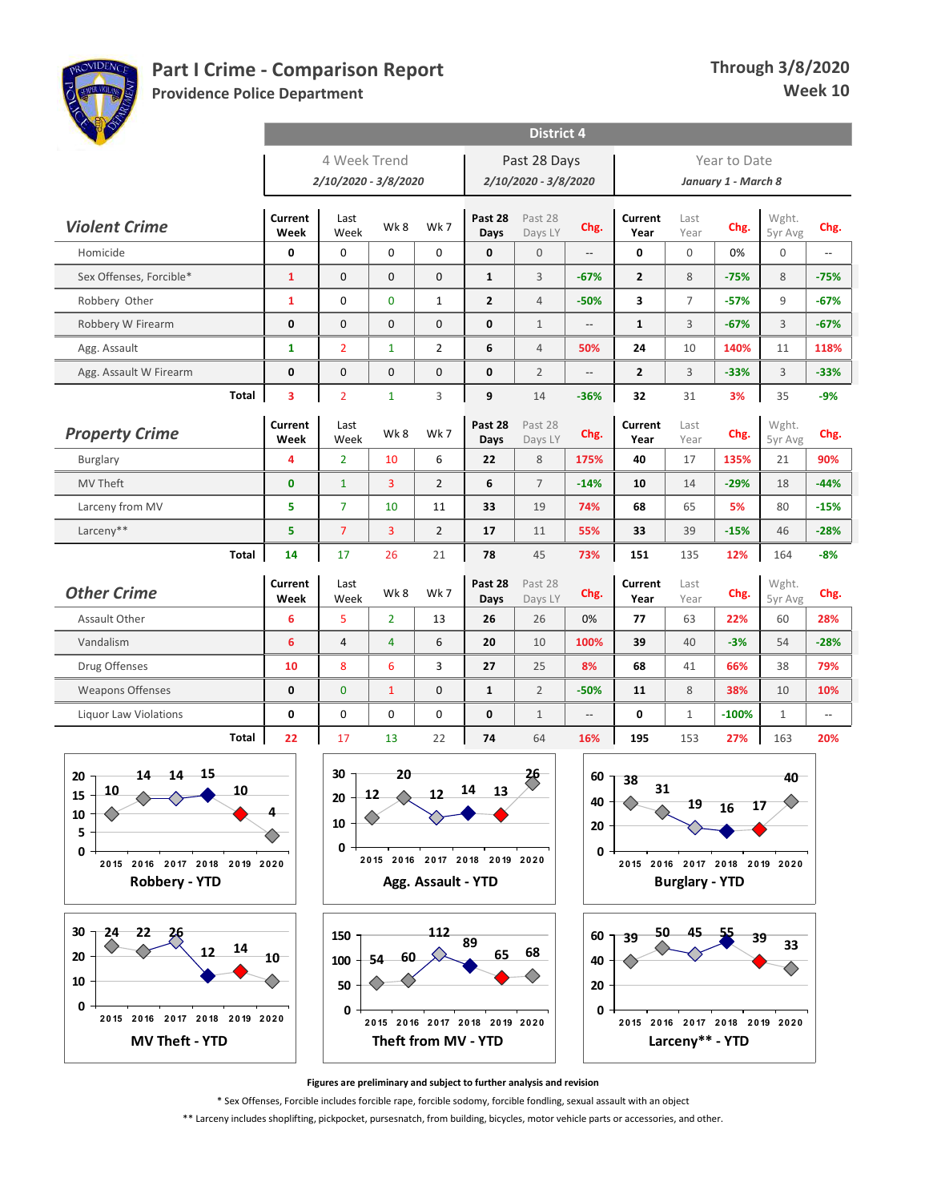# Part I Crime - Comparison Report

**Providence Police Department**

**Through 3/8/2020**
**Week 10**

## District 4

| | 4 Week Trend (2/10/2020 - 3/8/2020) | | | | Past 28 Days (2/10/2020 - 3/8/2020) | | | Year to Date (January 1 - March 8) | | | | |
|---|---|---|---|---|---|---|---|---|---|---|---|---|
| ***Violent Crime*** | **Current Week** | Last Week | Wk 8 | Wk 7 | **Past 28 Days** | Past 28 Days LY | **Chg.** | **Current Year** | Last Year | **Chg.** | Wght. 5yr Avg | **Chg.** |
| Homicide | 0 | 0 | 0 | 0 | 0 | 0 | -- | 0 | 0 | 0% | 0 | -- |
| Sex Offenses, Forcible* | 1 | 0 | 0 | 0 | 1 | 3 | -67% | 2 | 8 | -75% | 8 | -75% |
| Robbery Other | 1 | 0 | 0 | 1 | 2 | 4 | -50% | 3 | 7 | -57% | 9 | -67% |
| Robbery W Firearm | 0 | 0 | 0 | 0 | 0 | 1 | -- | 1 | 3 | -67% | 3 | -67% |
| Agg. Assault | 1 | 2 | 1 | 2 | 6 | 4 | 50% | 24 | 10 | 140% | 11 | 118% |
| Agg. Assault W Firearm | 0 | 0 | 0 | 0 | 0 | 2 | -- | 2 | 3 | -33% | 3 | -33% |
| **Total** | 3 | 2 | 1 | 3 | 9 | 14 | -36% | 32 | 31 | 3% | 35 | -9% |
| ***Property Crime*** | **Current Week** | Last Week | Wk 8 | Wk 7 | **Past 28 Days** | Past 28 Days LY | **Chg.** | **Current Year** | Last Year | **Chg.** | Wght. 5yr Avg | **Chg.** |
| Burglary | 4 | 2 | 10 | 6 | 22 | 8 | 175% | 40 | 17 | 135% | 21 | 90% |
| MV Theft | 0 | 1 | 3 | 2 | 6 | 7 | -14% | 10 | 14 | -29% | 18 | -44% |
| Larceny from MV | 5 | 7 | 10 | 11 | 33 | 19 | 74% | 68 | 65 | 5% | 80 | -15% |
| Larceny** | 5 | 7 | 3 | 2 | 17 | 11 | 55% | 33 | 39 | -15% | 46 | -28% |
| **Total** | 14 | 17 | 26 | 21 | 78 | 45 | 73% | 151 | 135 | 12% | 164 | -8% |
| ***Other Crime*** | **Current Week** | Last Week | Wk 8 | Wk 7 | **Past 28 Days** | Past 28 Days LY | **Chg.** | **Current Year** | Last Year | **Chg.** | Wght. 5yr Avg | **Chg.** |
| Assault Other | 6 | 5 | 2 | 13 | 26 | 26 | 0% | 77 | 63 | 22% | 60 | 28% |
| Vandalism | 6 | 4 | 4 | 6 | 20 | 10 | 100% | 39 | 40 | -3% | 54 | -28% |
| Drug Offenses | 10 | 8 | 6 | 3 | 27 | 25 | 8% | 68 | 41 | 66% | 38 | 79% |
| Weapons Offenses | 0 | 0 | 1 | 0 | 1 | 2 | -50% | 11 | 8 | 38% | 10 | 10% |
| Liquor Law Violations | 0 | 0 | 0 | 0 | 0 | 1 | -- | 0 | 1 | -100% | 1 | -- |
| **Total** | 22 | 17 | 13 | 22 | 74 | 64 | 16% | 195 | 153 | 27% | 163 | 20% |

| Year | 2015 | 2016 | 2017 | 2018 | 2019 | 2020 |
|---|---|---|---|---|---|---|
| Robbery - YTD | 10 | 14 | 14 | 15 | 10 | 4 |
| Agg. Assault - YTD | 12 | 20 | 12 | 14 | 13 | 26 |
| Burglary - YTD | 38 | 31 | 19 | 16 | 17 | 40 |
| MV Theft - YTD | 24 | 22 | 26 | 12 | 14 | 10 |
| Theft from MV - YTD | 54 | 60 | 112 | 89 | 65 | 68 |
| Larceny** - YTD | 39 | 50 | 45 | 55 | 39 | 33 |

**Figures are preliminary and subject to further analysis and revision**

* Sex Offenses, Forcible includes forcible rape, forcible sodomy, forcible fondling, sexual assault with an object

** Larceny includes shoplifting, pickpocket, pursesnatch, from building, bicycles, motor vehicle parts or accessories, and other.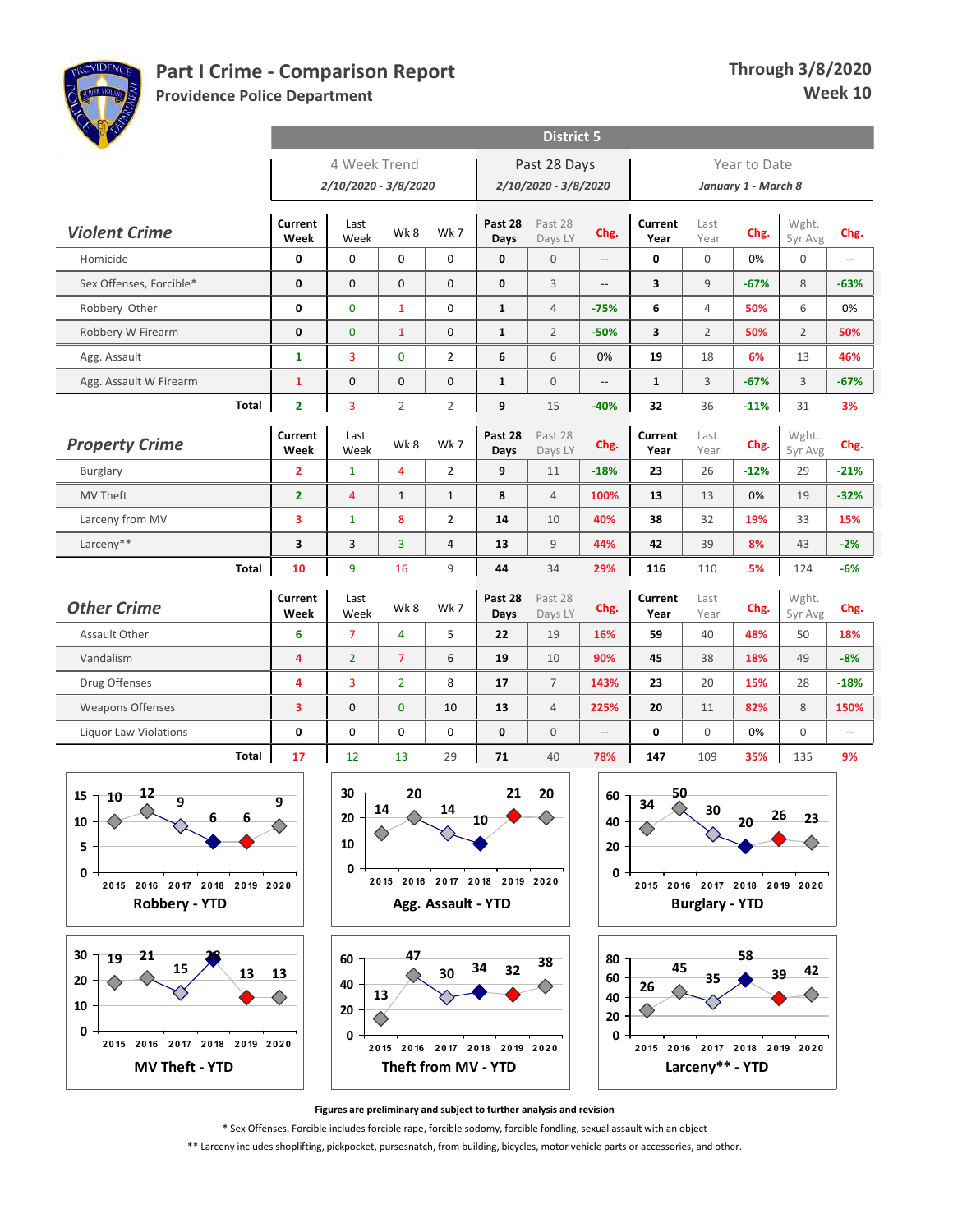# Part I Crime - Comparison Report

## Providence Police Department

**Through 3/8/2020**
**Week 10**

### District 5

| | 4 Week Trend 2/10/2020 - 3/8/2020 | | | | Past 28 Days 2/10/2020 - 3/8/2020 | | | Year to Date January 1 - March 8 | | | | |
|---|---|---|---|---|---|---|---|---|---|---|---|---|
| **Violent Crime** | Current Week | Last Week | Wk 8 | Wk 7 | Past 28 Days | Past 28 Days LY | Chg. | Current Year | Last Year | Chg. | Wght. 5yr Avg | Chg. |
| Homicide | 0 | 0 | 0 | 0 | 0 | 0 | -- | 0 | 0 | 0% | 0 | -- |
| Sex Offenses, Forcible* | 0 | 0 | 0 | 0 | 0 | 3 | -- | 3 | 9 | -67% | 8 | -63% |
| Robbery Other | 0 | 0 | 1 | 0 | 1 | 4 | -75% | 6 | 4 | 50% | 6 | 0% |
| Robbery W Firearm | 0 | 0 | 1 | 0 | 1 | 2 | -50% | 3 | 2 | 50% | 2 | 50% |
| Agg. Assault | 1 | 3 | 0 | 2 | 6 | 6 | 0% | 19 | 18 | 6% | 13 | 46% |
| Agg. Assault W Firearm | 1 | 0 | 0 | 0 | 1 | 0 | -- | 1 | 3 | -67% | 3 | -67% |
| **Total** | 2 | 3 | 2 | 2 | 9 | 15 | -40% | 32 | 36 | -11% | 31 | 3% |

| **Property Crime** | Current Week | Last Week | Wk 8 | Wk 7 | Past 28 Days | Past 28 Days LY | Chg. | Current Year | Last Year | Chg. | Wght. 5yr Avg | Chg. |
|---|---|---|---|---|---|---|---|---|---|---|---|---|
| Burglary | 2 | 1 | 4 | 2 | 9 | 11 | -18% | 23 | 26 | -12% | 29 | -21% |
| MV Theft | 2 | 4 | 1 | 1 | 8 | 4 | 100% | 13 | 13 | 0% | 19 | -32% |
| Larceny from MV | 3 | 1 | 8 | 2 | 14 | 10 | 40% | 38 | 32 | 19% | 33 | 15% |
| Larceny** | 3 | 3 | 3 | 4 | 13 | 9 | 44% | 42 | 39 | 8% | 43 | -2% |
| **Total** | 10 | 9 | 16 | 9 | 44 | 34 | 29% | 116 | 110 | 5% | 124 | -6% |

| **Other Crime** | Current Week | Last Week | Wk 8 | Wk 7 | Past 28 Days | Past 28 Days LY | Chg. | Current Year | Last Year | Chg. | Wght. 5yr Avg | Chg. |
|---|---|---|---|---|---|---|---|---|---|---|---|---|
| Assault Other | 6 | 7 | 4 | 5 | 22 | 19 | 16% | 59 | 40 | 48% | 50 | 18% |
| Vandalism | 4 | 2 | 7 | 6 | 19 | 10 | 90% | 45 | 38 | 18% | 49 | -8% |
| Drug Offenses | 4 | 3 | 2 | 8 | 17 | 7 | 143% | 23 | 20 | 15% | 28 | -18% |
| Weapons Offenses | 3 | 0 | 0 | 10 | 13 | 4 | 225% | 20 | 11 | 82% | 8 | 150% |
| Liquor Law Violations | 0 | 0 | 0 | 0 | 0 | 0 | -- | 0 | 0 | 0% | 0 | -- |
| **Total** | 17 | 12 | 13 | 29 | 71 | 40 | 78% | 147 | 109 | 35% | 135 | 9% |

| | 2015 | 2016 | 2017 | 2018 | 2019 | 2020 |
|---|---|---|---|---|---|---|
| Robbery - YTD | 10 | 12 | 9 | 6 | 6 | 9 |
| Agg. Assault - YTD | 14 | 20 | 14 | 10 | 21 | 20 |
| Burglary - YTD | 34 | 50 | 30 | 20 | 26 | 23 |
| MV Theft - YTD | 19 | 21 | 15 | 28 | 13 | 13 |
| Theft from MV - YTD | 13 | 47 | 30 | 34 | 32 | 38 |
| Larceny** - YTD | 26 | 45 | 35 | 58 | 39 | 42 |

**Figures are preliminary and subject to further analysis and revision**

* Sex Offenses, Forcible includes forcible rape, forcible sodomy, forcible fondling, sexual assault with an object

** Larceny includes shoplifting, pickpocket, pursesnatch, from building, bicycles, motor vehicle parts or accessories, and other.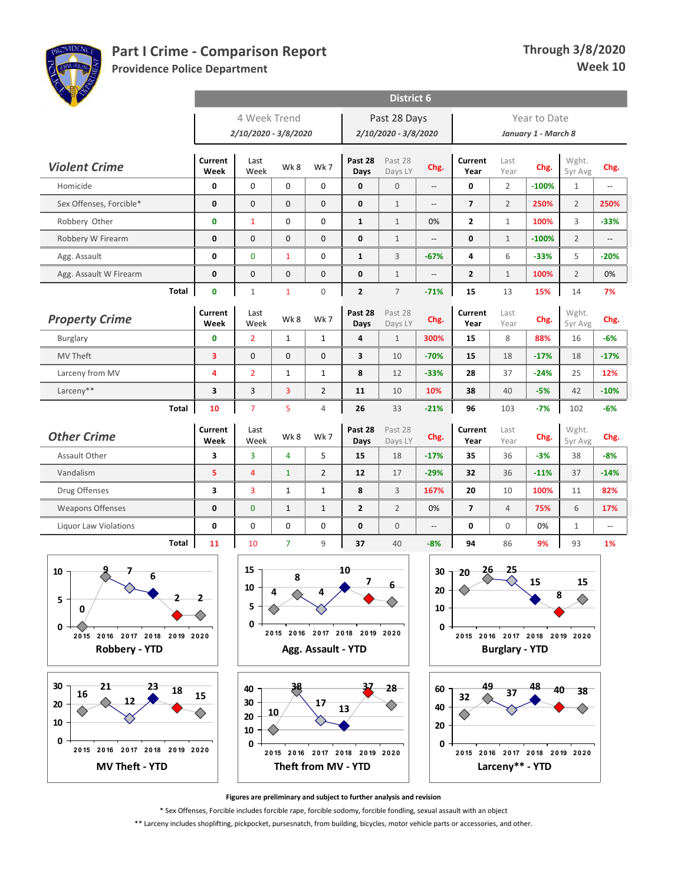# Part I Crime - Comparison Report

**Providence Police Department**

**Through 3/8/2020**
**Week 10**

## District 6

| | 4 Week Trend (2/10/2020 - 3/8/2020) | | | | Past 28 Days (2/10/2020 - 3/8/2020) | | | Year to Date (January 1 - March 8) | | | | |
|---|---|---|---|---|---|---|---|---|---|---|---|---|
| **Violent Crime** | Current Week | Last Week | Wk 8 | Wk 7 | Past 28 Days | Past 28 Days LY | Chg. | Current Year | Last Year | Chg. | Wght. 5yr Avg | Chg. |
| Homicide | 0 | 0 | 0 | 0 | 0 | 0 | -- | 0 | 2 | -100% | 1 | -- |
| Sex Offenses, Forcible* | 0 | 0 | 0 | 0 | 0 | 1 | -- | 7 | 2 | 250% | 2 | 250% |
| Robbery Other | 0 | 1 | 0 | 0 | 1 | 1 | 0% | 2 | 1 | 100% | 3 | -33% |
| Robbery W Firearm | 0 | 0 | 0 | 0 | 0 | 1 | -- | 0 | 1 | -100% | 2 | -- |
| Agg. Assault | 0 | 0 | 1 | 0 | 1 | 3 | -67% | 4 | 6 | -33% | 5 | -20% |
| Agg. Assault W Firearm | 0 | 0 | 0 | 0 | 0 | 1 | -- | 2 | 1 | 100% | 2 | 0% |
| **Total** | 0 | 1 | 1 | 0 | 2 | 7 | -71% | 15 | 13 | 15% | 14 | 7% |
| **Property Crime** | Current Week | Last Week | Wk 8 | Wk 7 | Past 28 Days | Past 28 Days LY | Chg. | Current Year | Last Year | Chg. | Wght. 5yr Avg | Chg. |
| Burglary | 0 | 2 | 1 | 1 | 4 | 1 | 300% | 15 | 8 | 88% | 16 | -6% |
| MV Theft | 3 | 0 | 0 | 0 | 3 | 10 | -70% | 15 | 18 | -17% | 18 | -17% |
| Larceny from MV | 4 | 2 | 1 | 1 | 8 | 12 | -33% | 28 | 37 | -24% | 25 | 12% |
| Larceny** | 3 | 3 | 3 | 2 | 11 | 10 | 10% | 38 | 40 | -5% | 42 | -10% |
| **Total** | 10 | 7 | 5 | 4 | 26 | 33 | -21% | 96 | 103 | -7% | 102 | -6% |
| **Other Crime** | Current Week | Last Week | Wk 8 | Wk 7 | Past 28 Days | Past 28 Days LY | Chg. | Current Year | Last Year | Chg. | Wght. 5yr Avg | Chg. |
| Assault Other | 3 | 3 | 4 | 5 | 15 | 18 | -17% | 35 | 36 | -3% | 38 | -8% |
| Vandalism | 5 | 4 | 1 | 2 | 12 | 17 | -29% | 32 | 36 | -11% | 37 | -14% |
| Drug Offenses | 3 | 3 | 1 | 1 | 8 | 3 | 167% | 20 | 10 | 100% | 11 | 82% |
| Weapons Offenses | 0 | 0 | 1 | 1 | 2 | 2 | 0% | 7 | 4 | 75% | 6 | 17% |
| Liquor Law Violations | 0 | 0 | 0 | 0 | 0 | 0 | -- | 0 | 0 | 0% | 1 | -- |
| **Total** | 11 | 10 | 7 | 9 | 37 | 40 | -8% | 94 | 86 | 9% | 93 | 1% |

| YTD Chart | 2015 | 2016 | 2017 | 2018 | 2019 | 2020 |
|---|---|---|---|---|---|---|
| Robbery - YTD | 0 | 9 | 7 | 6 | 2 | 2 |
| Agg. Assault - YTD | 4 | 8 | 4 | 10 | 7 | 6 |
| Burglary - YTD | 20 | 26 | 25 | 15 | 8 | 15 |
| MV Theft - YTD | 16 | 21 | 12 | 23 | 18 | 15 |
| Theft from MV - YTD | 10 | 38 | 17 | 13 | 37 | 28 |
| Larceny** - YTD | 32 | 49 | 37 | 48 | 40 | 38 |

**Figures are preliminary and subject to further analysis and revision**

* Sex Offenses, Forcible includes forcible rape, forcible sodomy, forcible fondling, sexual assault with an object

** Larceny includes shoplifting, pickpocket, pursesnatch, from building, bicycles, motor vehicle parts or accessories, and other.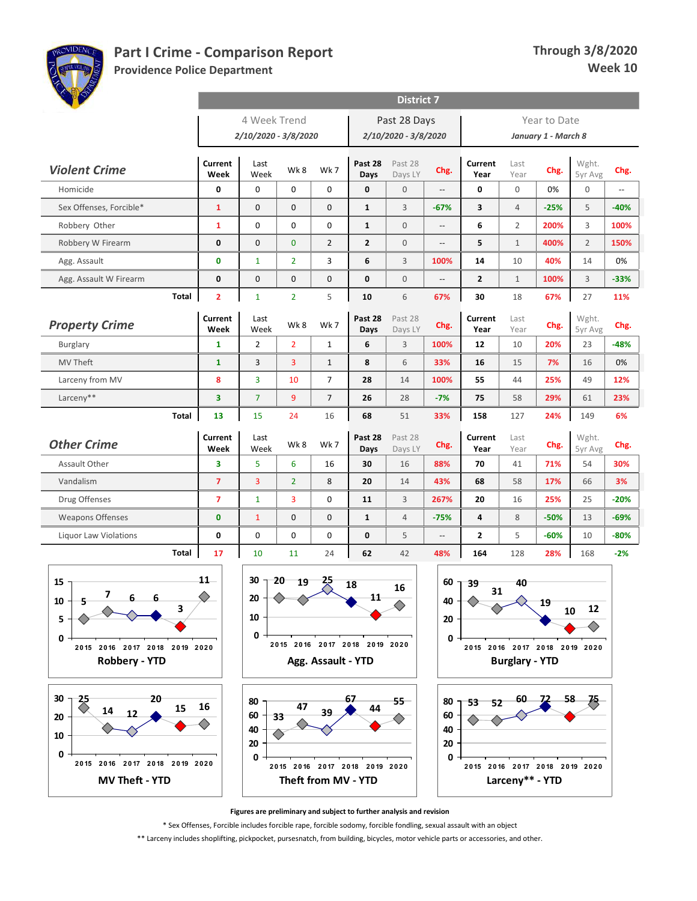# Part I Crime - Comparison Report

**Providence Police Department**

**Through 3/8/2020**
**Week 10**

## District 7

| | 4 Week Trend 2/10/2020 - 3/8/2020 | | | | Past 28 Days 2/10/2020 - 3/8/2020 | | | Year to Date January 1 - March 8 | | | | |
|---|---|---|---|---|---|---|---|---|---|---|---|---|
| ***Violent Crime*** | Current Week | Last Week | Wk 8 | Wk 7 | Past 28 Days | Past 28 Days LY | Chg. | Current Year | Last Year | Chg. | Wght. 5yr Avg | Chg. |
| Homicide | 0 | 0 | 0 | 0 | 0 | 0 | -- | 0 | 0 | 0% | 0 | -- |
| Sex Offenses, Forcible* | 1 | 0 | 0 | 0 | 1 | 3 | -67% | 3 | 4 | -25% | 5 | -40% |
| Robbery Other | 1 | 0 | 0 | 0 | 1 | 0 | -- | 6 | 2 | 200% | 3 | 100% |
| Robbery W Firearm | 0 | 0 | 0 | 2 | 2 | 0 | -- | 5 | 1 | 400% | 2 | 150% |
| Agg. Assault | 0 | 1 | 2 | 3 | 6 | 3 | 100% | 14 | 10 | 40% | 14 | 0% |
| Agg. Assault W Firearm | 0 | 0 | 0 | 0 | 0 | 0 | -- | 2 | 1 | 100% | 3 | -33% |
| **Total** | 2 | 1 | 2 | 5 | 10 | 6 | 67% | 30 | 18 | 67% | 27 | 11% |
| ***Property Crime*** | Current Week | Last Week | Wk 8 | Wk 7 | Past 28 Days | Past 28 Days LY | Chg. | Current Year | Last Year | Chg. | Wght. 5yr Avg | Chg. |
| Burglary | 1 | 2 | 2 | 1 | 6 | 3 | 100% | 12 | 10 | 20% | 23 | -48% |
| MV Theft | 1 | 3 | 3 | 1 | 8 | 6 | 33% | 16 | 15 | 7% | 16 | 0% |
| Larceny from MV | 8 | 3 | 10 | 7 | 28 | 14 | 100% | 55 | 44 | 25% | 49 | 12% |
| Larceny** | 3 | 7 | 9 | 7 | 26 | 28 | -7% | 75 | 58 | 29% | 61 | 23% |
| **Total** | 13 | 15 | 24 | 16 | 68 | 51 | 33% | 158 | 127 | 24% | 149 | 6% |
| ***Other Crime*** | Current Week | Last Week | Wk 8 | Wk 7 | Past 28 Days | Past 28 Days LY | Chg. | Current Year | Last Year | Chg. | Wght. 5yr Avg | Chg. |
| Assault Other | 3 | 5 | 6 | 16 | 30 | 16 | 88% | 70 | 41 | 71% | 54 | 30% |
| Vandalism | 7 | 3 | 2 | 8 | 20 | 14 | 43% | 68 | 58 | 17% | 66 | 3% |
| Drug Offenses | 7 | 1 | 3 | 0 | 11 | 3 | 267% | 20 | 16 | 25% | 25 | -20% |
| Weapons Offenses | 0 | 1 | 0 | 0 | 1 | 4 | -75% | 4 | 8 | -50% | 13 | -69% |
| Liquor Law Violations | 0 | 0 | 0 | 0 | 0 | 5 | -- | 2 | 5 | -60% | 10 | -80% |
| **Total** | 17 | 10 | 11 | 24 | 62 | 42 | 48% | 164 | 128 | 28% | 168 | -2% |

| | 2015 | 2016 | 2017 | 2018 | 2019 | 2020 |
|---|---|---|---|---|---|---|
| Robbery - YTD | 5 | 7 | 6 | 6 | 3 | 11 |
| Agg. Assault - YTD | 20 | 19 | 25 | 18 | 11 | 16 |
| Burglary - YTD | 39 | 31 | 40 | 19 | 10 | 12 |
| MV Theft - YTD | 25 | 14 | 12 | 20 | 15 | 16 |
| Theft from MV - YTD | 33 | 47 | 39 | 67 | 44 | 55 |
| Larceny** - YTD | 53 | 52 | 60 | 72 | 58 | 75 |

**Figures are preliminary and subject to further analysis and revision**

* Sex Offenses, Forcible includes forcible rape, forcible sodomy, forcible fondling, sexual assault with an object

** Larceny includes shoplifting, pickpocket, pursesnatch, from building, bicycles, motor vehicle parts or accessories, and other.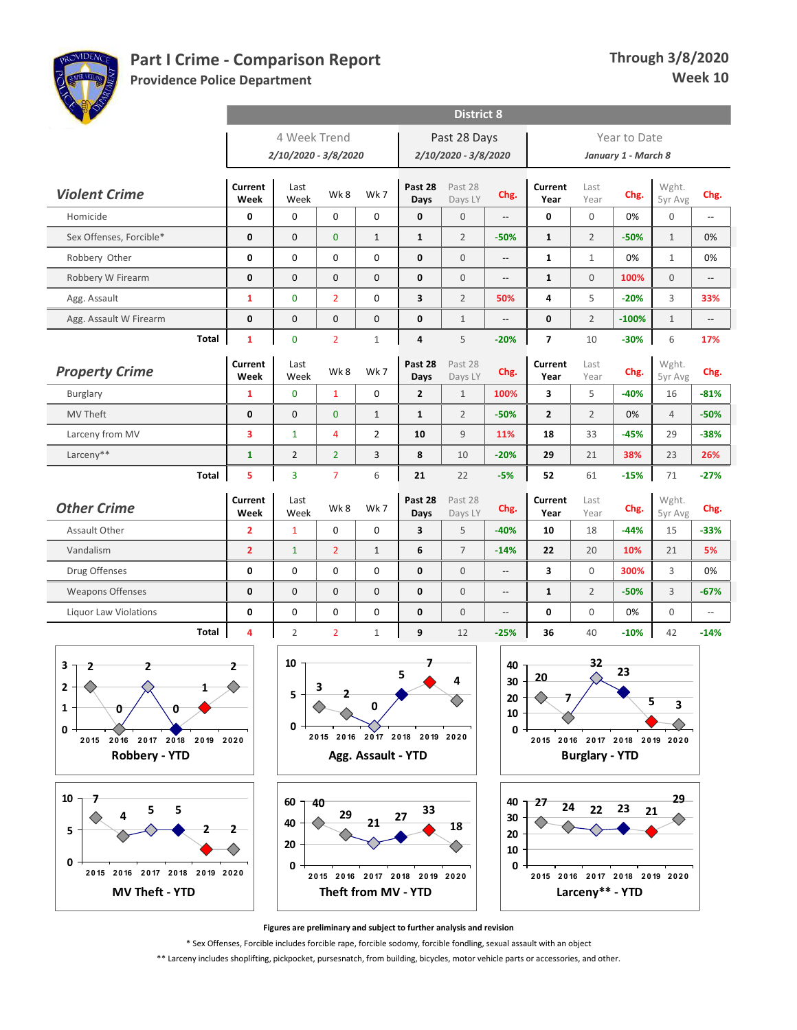# Part I Crime - Comparison Report

**Providence Police Department**

**Through 3/8/2020**
**Week 10**

## District 8

| Violent Crime | Current Week | Last Week | Wk 8 | Wk 7 | Past 28 Days | Past 28 Days LY | Chg. | Current Year | Last Year | Chg. | Wght. 5yr Avg | Chg. |
|---|---|---|---|---|---|---|---|---|---|---|---|---|
| | 4 Week Trend 2/10/2020 - 3/8/2020 | | | | Past 28 Days 2/10/2020 - 3/8/2020 | | | Year to Date January 1 - March 8 | | | | |
| Homicide | 0 | 0 | 0 | 0 | 0 | 0 | -- | 0 | 0 | 0% | 0 | -- |
| Sex Offenses, Forcible* | 0 | 0 | 0 | 1 | 1 | 2 | -50% | 1 | 2 | -50% | 1 | 0% |
| Robbery Other | 0 | 0 | 0 | 0 | 0 | 0 | -- | 1 | 1 | 0% | 1 | 0% |
| Robbery W Firearm | 0 | 0 | 0 | 0 | 0 | 0 | -- | 1 | 0 | 100% | 0 | -- |
| Agg. Assault | 1 | 0 | 2 | 0 | 3 | 2 | 50% | 4 | 5 | -20% | 3 | 33% |
| Agg. Assault W Firearm | 0 | 0 | 0 | 0 | 0 | 1 | -- | 0 | 2 | -100% | 1 | -- |
| Total | 1 | 0 | 2 | 1 | 4 | 5 | -20% | 7 | 10 | -30% | 6 | 17% |

| Property Crime | Current Week | Last Week | Wk 8 | Wk 7 | Past 28 Days | Past 28 Days LY | Chg. | Current Year | Last Year | Chg. | Wght. 5yr Avg | Chg. |
|---|---|---|---|---|---|---|---|---|---|---|---|---|
| Burglary | 1 | 0 | 1 | 0 | 2 | 1 | 100% | 3 | 5 | -40% | 16 | -81% |
| MV Theft | 0 | 0 | 0 | 1 | 1 | 2 | -50% | 2 | 2 | 0% | 4 | -50% |
| Larceny from MV | 3 | 1 | 4 | 2 | 10 | 9 | 11% | 18 | 33 | -45% | 29 | -38% |
| Larceny** | 1 | 2 | 2 | 3 | 8 | 10 | -20% | 29 | 21 | 38% | 23 | 26% |
| Total | 5 | 3 | 7 | 6 | 21 | 22 | -5% | 52 | 61 | -15% | 71 | -27% |

| Other Crime | Current Week | Last Week | Wk 8 | Wk 7 | Past 28 Days | Past 28 Days LY | Chg. | Current Year | Last Year | Chg. | Wght. 5yr Avg | Chg. |
|---|---|---|---|---|---|---|---|---|---|---|---|---|
| Assault Other | 2 | 1 | 0 | 0 | 3 | 5 | -40% | 10 | 18 | -44% | 15 | -33% |
| Vandalism | 2 | 1 | 2 | 1 | 6 | 7 | -14% | 22 | 20 | 10% | 21 | 5% |
| Drug Offenses | 0 | 0 | 0 | 0 | 0 | 0 | -- | 3 | 0 | 300% | 3 | 0% |
| Weapons Offenses | 0 | 0 | 0 | 0 | 0 | 0 | -- | 1 | 2 | -50% | 3 | -67% |
| Liquor Law Violations | 0 | 0 | 0 | 0 | 0 | 0 | -- | 0 | 0 | 0% | 0 | -- |
| Total | 4 | 2 | 2 | 1 | 9 | 12 | -25% | 36 | 40 | -10% | 42 | -14% |

| YTD | 2015 | 2016 | 2017 | 2018 | 2019 | 2020 |
|---|---|---|---|---|---|---|
| Robbery - YTD | 2 | 0 | 2 | 0 | 1 | 2 |
| Agg. Assault - YTD | 3 | 2 | 0 | 5 | 7 | 4 |
| Burglary - YTD | 20 | 7 | 32 | 23 | 5 | 3 |
| MV Theft - YTD | 7 | 4 | 5 | 5 | 2 | 2 |
| Theft from MV - YTD | 40 | 29 | 21 | 27 | 33 | 18 |
| Larceny** - YTD | 27 | 24 | 22 | 23 | 21 | 29 |

**Figures are preliminary and subject to further analysis and revision**

* Sex Offenses, Forcible includes forcible rape, forcible sodomy, forcible fondling, sexual assault with an object

** Larceny includes shoplifting, pickpocket, pursesnatch, from building, bicycles, motor vehicle parts or accessories, and other.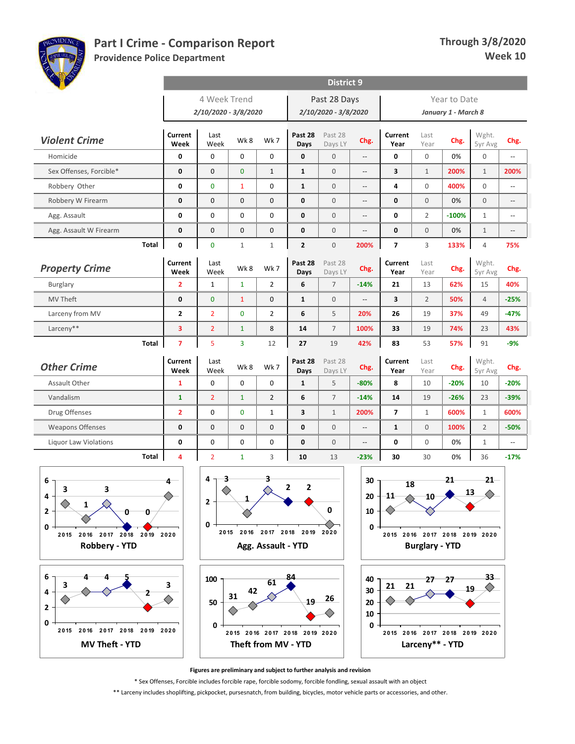# Part I Crime - Comparison Report

**Providence Police Department**

**Through 3/8/2020**
**Week 10**

## District 9

| | 4 Week Trend 2/10/2020 - 3/8/2020 | | | | Past 28 Days 2/10/2020 - 3/8/2020 | | | Year to Date January 1 - March 8 | | | | |
|---|---|---|---|---|---|---|---|---|---|---|---|---|
| ***Violent Crime*** | **Current Week** | Last Week | Wk 8 | Wk 7 | **Past 28 Days** | Past 28 Days LY | **Chg.** | **Current Year** | Last Year | **Chg.** | Wght. 5yr Avg | **Chg.** |
| Homicide | **0** | 0 | 0 | 0 | **0** | 0 | -- | **0** | 0 | 0% | 0 | -- |
| Sex Offenses, Forcible* | **0** | 0 | 0 | 1 | **1** | 0 | -- | **3** | 1 | **200%** | 1 | **200%** |
| Robbery Other | **0** | 0 | 1 | 0 | **1** | 0 | -- | **4** | 0 | **400%** | 0 | -- |
| Robbery W Firearm | **0** | 0 | 0 | 0 | **0** | 0 | -- | **0** | 0 | 0% | 0 | -- |
| Agg. Assault | **0** | 0 | 0 | 0 | **0** | 0 | -- | **0** | 2 | **-100%** | 1 | -- |
| Agg. Assault W Firearm | **0** | 0 | 0 | 0 | **0** | 0 | -- | **0** | 0 | 0% | 1 | -- |
| **Total** | **0** | 0 | 1 | 1 | **2** | 0 | **200%** | **7** | 3 | **133%** | 4 | **75%** |
| ***Property Crime*** | **Current Week** | Last Week | Wk 8 | Wk 7 | **Past 28 Days** | Past 28 Days LY | **Chg.** | **Current Year** | Last Year | **Chg.** | Wght. 5yr Avg | **Chg.** |
| Burglary | **2** | 1 | 1 | 2 | **6** | 7 | **-14%** | **21** | 13 | **62%** | 15 | **40%** |
| MV Theft | **0** | 0 | 1 | 0 | **1** | 0 | -- | **3** | 2 | **50%** | 4 | **-25%** |
| Larceny from MV | **2** | 2 | 0 | 2 | **6** | 5 | **20%** | **26** | 19 | **37%** | 49 | **-47%** |
| Larceny** | **3** | 2 | 1 | 8 | **14** | 7 | **100%** | **33** | 19 | **74%** | 23 | **43%** |
| **Total** | **7** | 5 | 3 | 12 | **27** | 19 | **42%** | **83** | 53 | **57%** | 91 | **-9%** |
| ***Other Crime*** | **Current Week** | Last Week | Wk 8 | Wk 7 | **Past 28 Days** | Past 28 Days LY | **Chg.** | **Current Year** | Last Year | **Chg.** | Wght. 5yr Avg | **Chg.** |
| Assault Other | **1** | 0 | 0 | 0 | **1** | 5 | **-80%** | **8** | 10 | **-20%** | 10 | **-20%** |
| Vandalism | **1** | 2 | 1 | 2 | **6** | 7 | **-14%** | **14** | 19 | **-26%** | 23 | **-39%** |
| Drug Offenses | **2** | 0 | 0 | 1 | **3** | 1 | **200%** | **7** | 1 | **600%** | 1 | **600%** |
| Weapons Offenses | **0** | 0 | 0 | 0 | **0** | 0 | -- | **1** | 0 | **100%** | 2 | **-50%** |
| Liquor Law Violations | **0** | 0 | 0 | 0 | **0** | 0 | -- | **0** | 0 | 0% | 1 | -- |
| **Total** | **4** | 2 | 1 | 3 | **10** | 13 | **-23%** | **30** | 30 | 0% | 36 | **-17%** |

**Robbery - YTD**
2015 2016 2017 2018 2019 2020
3 1 3 0 0 4

**Agg. Assault - YTD**
2015 2016 2017 2018 2019 2020
3 1 3 2 2 0

**Burglary - YTD**
2015 2016 2017 2018 2019 2020
11 18 10 21 13 21

**MV Theft - YTD**
2015 2016 2017 2018 2019 2020
3 4 4 5 2 3

**Theft from MV - YTD**
2015 2016 2017 2018 2019 2020
31 42 61 84 19 26

**Larceny** - YTD**
2015 2016 2017 2018 2019 2020
21 21 27 27 19 33

**Figures are preliminary and subject to further analysis and revision**

* Sex Offenses, Forcible includes forcible rape, forcible sodomy, forcible fondling, sexual assault with an object

** Larceny includes shoplifting, pickpocket, pursesnatch, from building, bicycles, motor vehicle parts or accessories, and other.